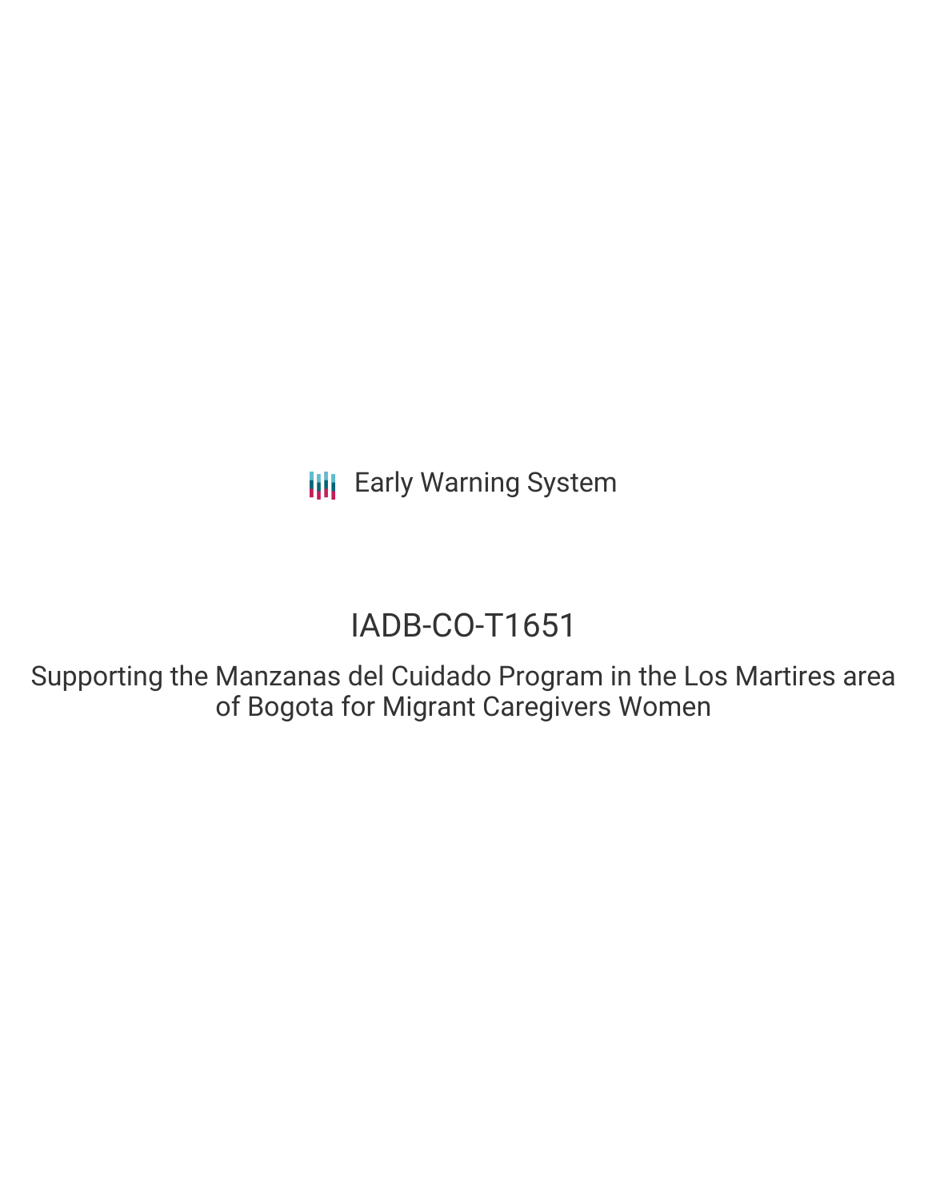Early Warning System

# IADB-CO-T1651

## Supporting the Manzanas del Cuidado Program in the Los Martires area of Bogota for Migrant Caregivers Women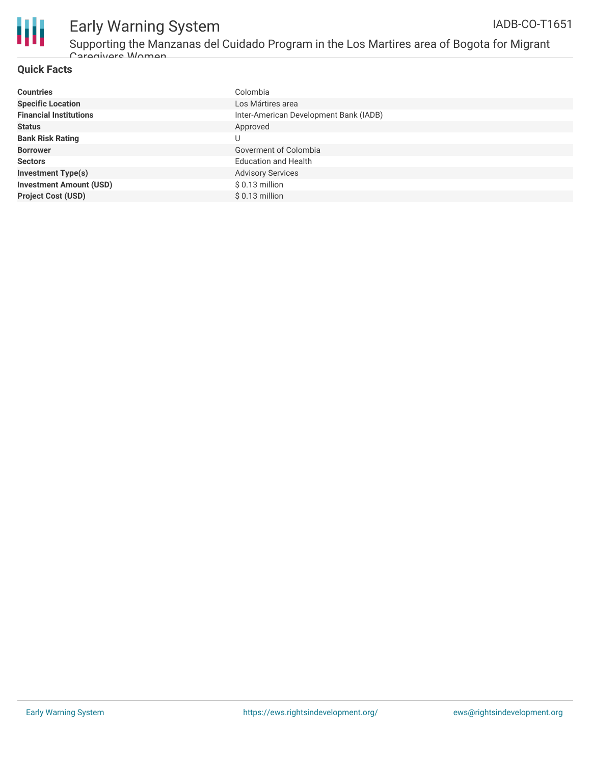## Quick Facts

| | |
|---|---|
| **Countries** | Colombia |
| **Specific Location** | Los Mártires area |
| **Financial Institutions** | Inter-American Development Bank (IADB) |
| **Status** | Approved |
| **Bank Risk Rating** | U |
| **Borrower** | Goverment of Colombia |
| **Sectors** | Education and Health |
| **Investment Type(s)** | Advisory Services |
| **Investment Amount (USD)** | $ 0.13 million |
| **Project Cost (USD)** | $ 0.13 million |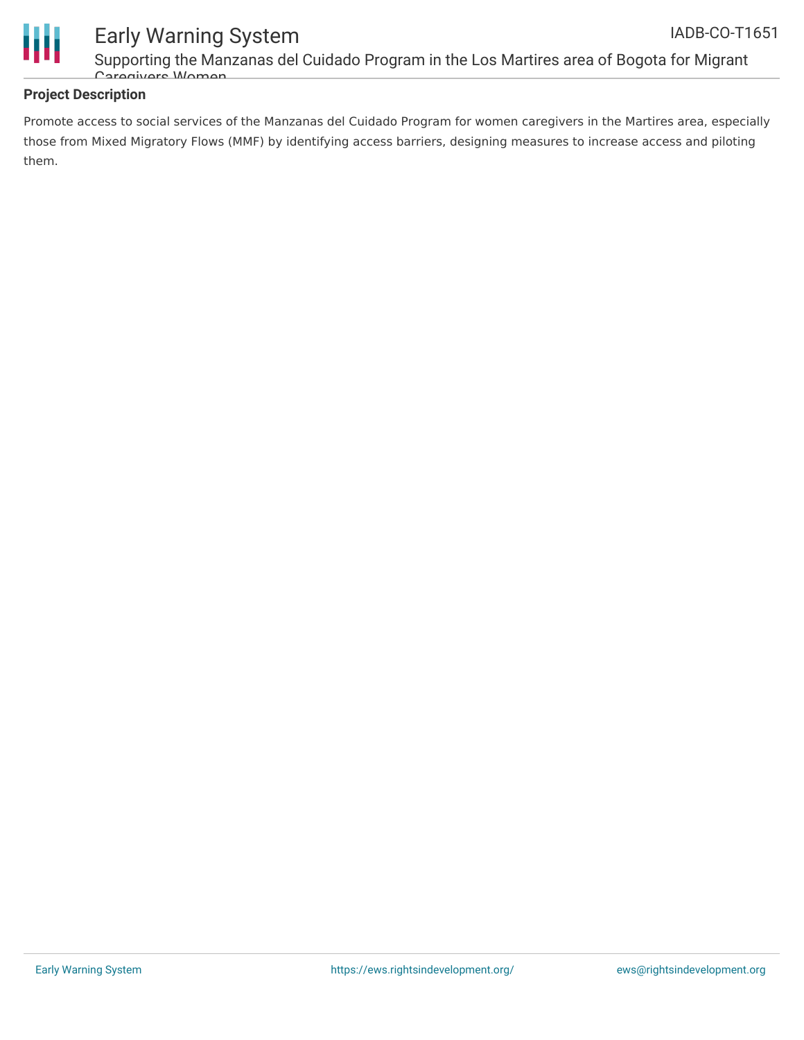## Project Description

Promote access to social services of the Manzanas del Cuidado Program for women caregivers in the Martires area, especially those from Mixed Migratory Flows (MMF) by identifying access barriers, designing measures to increase access and piloting them.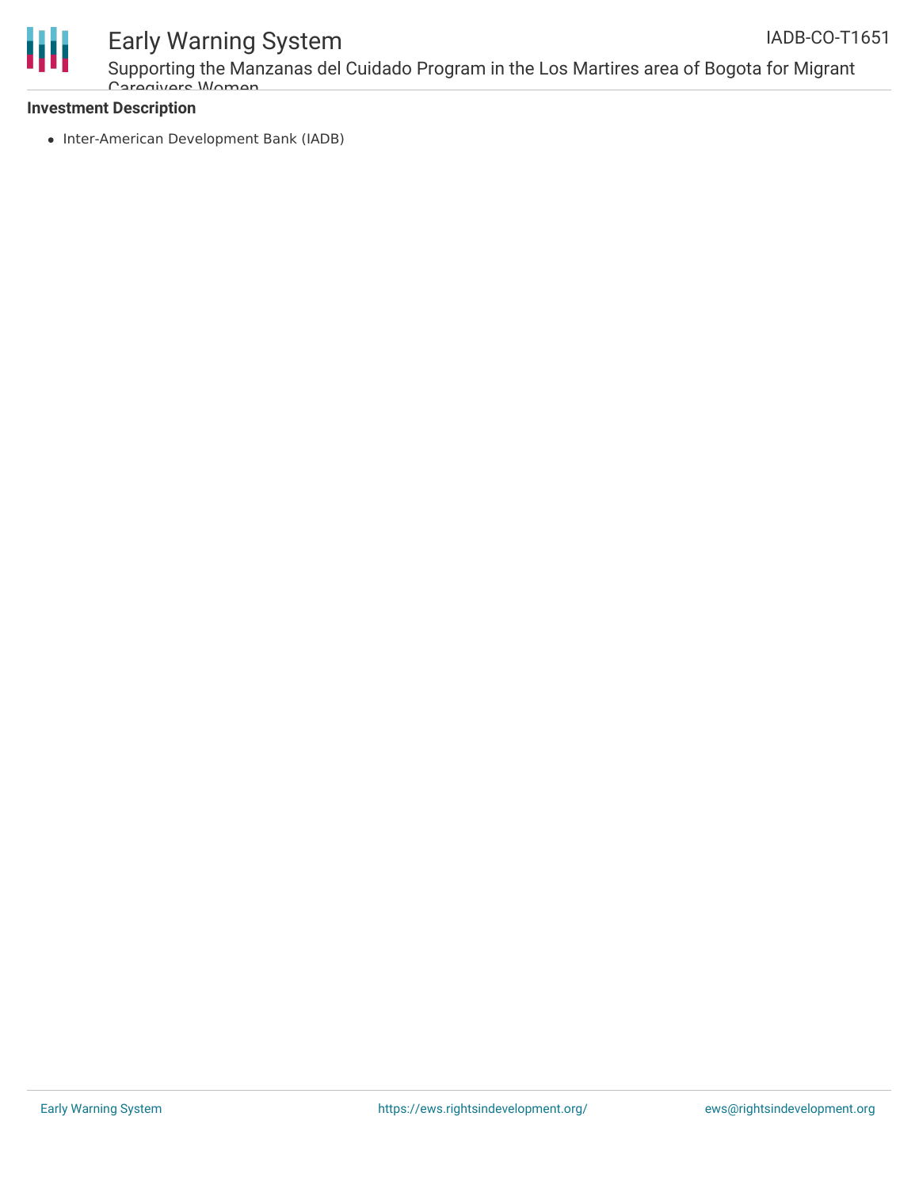**Investment Description**

- Inter-American Development Bank (IADB)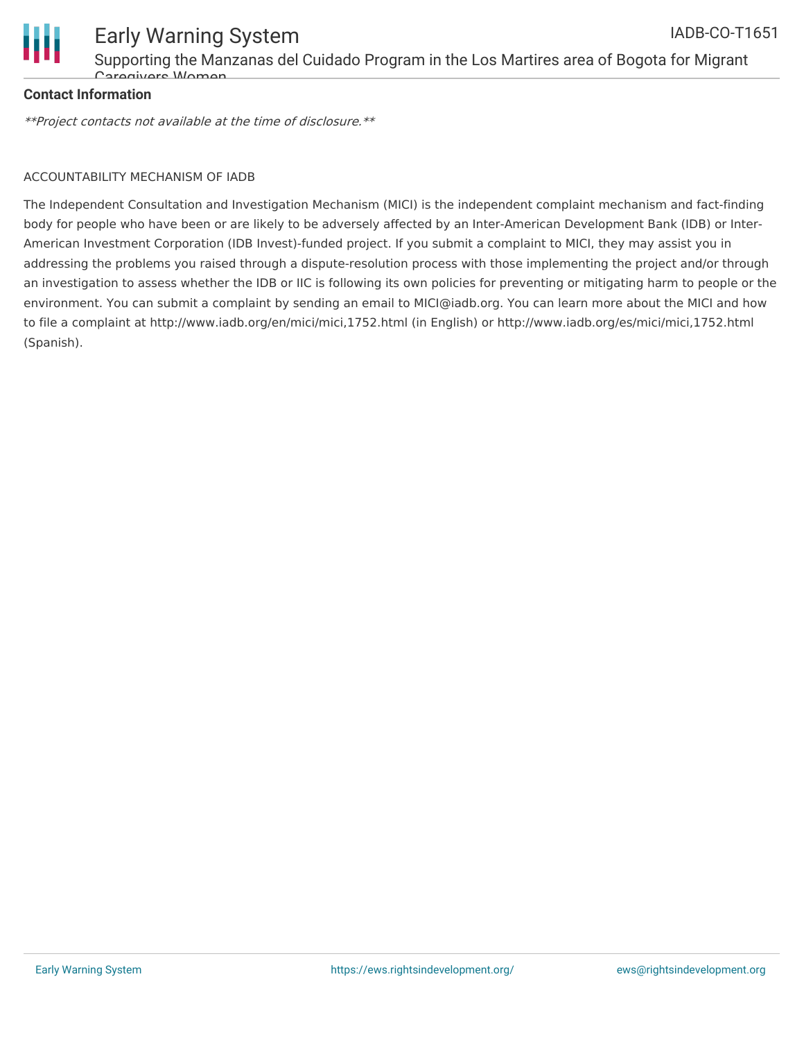**Contact Information**

*\*\*Project contacts not available at the time of disclosure.\*\**

ACCOUNTABILITY MECHANISM OF IADB

The Independent Consultation and Investigation Mechanism (MICI) is the independent complaint mechanism and fact-finding body for people who have been or are likely to be adversely affected by an Inter-American Development Bank (IDB) or Inter-American Investment Corporation (IDB Invest)-funded project. If you submit a complaint to MICI, they may assist you in addressing the problems you raised through a dispute-resolution process with those implementing the project and/or through an investigation to assess whether the IDB or IIC is following its own policies for preventing or mitigating harm to people or the environment. You can submit a complaint by sending an email to MICI@iadb.org. You can learn more about the MICI and how to file a complaint at http://www.iadb.org/en/mici/mici,1752.html (in English) or http://www.iadb.org/es/mici/mici,1752.html (Spanish).